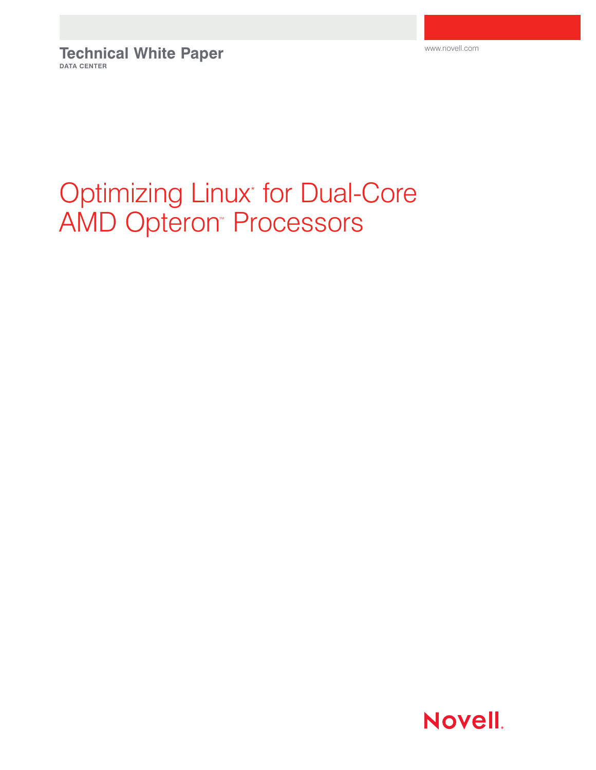**Technical White Paper**
DATA CENTER

www.novell.com

# Optimizing Linux* for Dual-Core AMD Opteron™ Processors

Novell.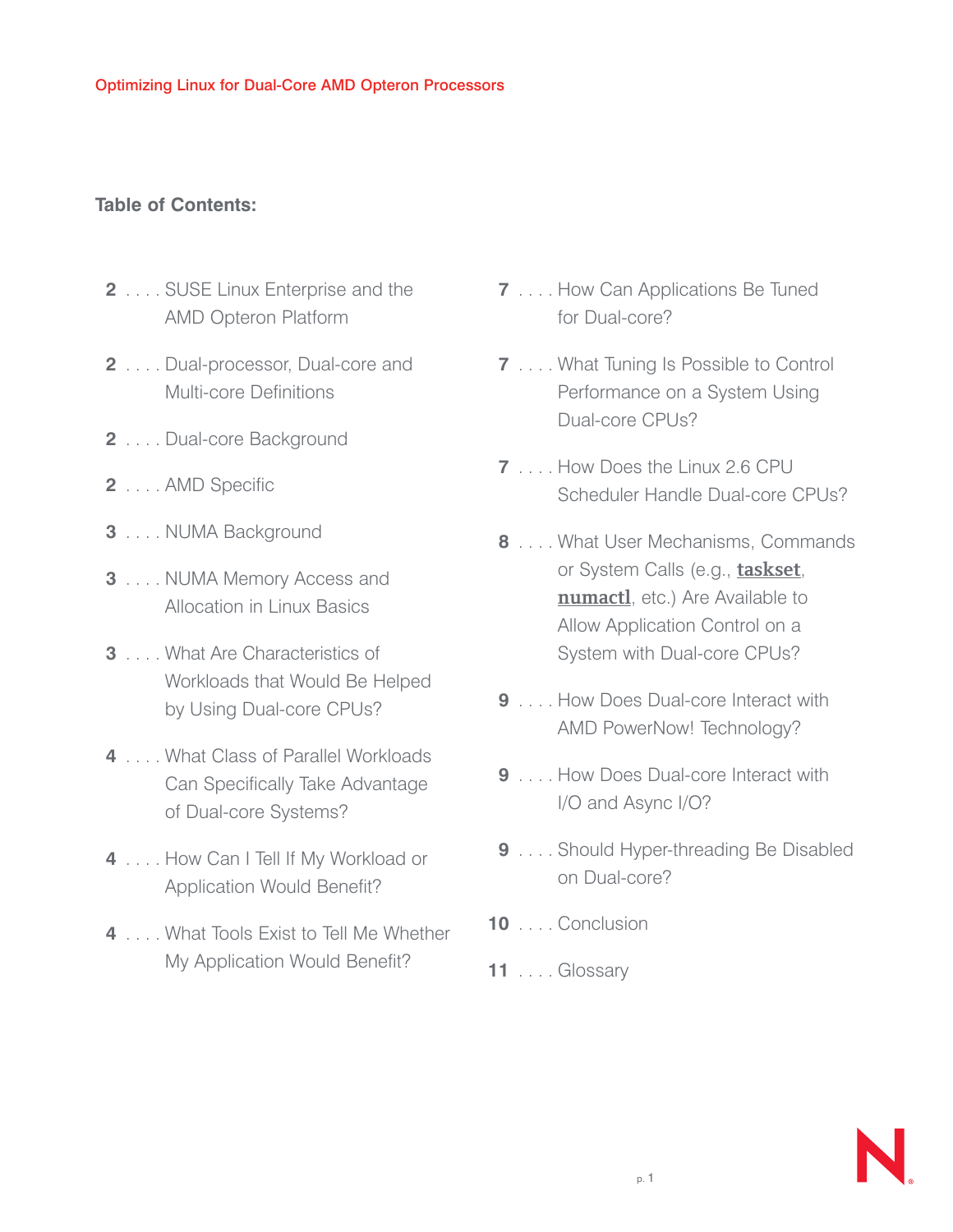## Table of Contents:

- 2 .... SUSE Linux Enterprise and the AMD Opteron Platform
- 2 .... Dual-processor, Dual-core and Multi-core Definitions
- 2 .... Dual-core Background
- 2 .... AMD Specific
- 3 .... NUMA Background
- 3 .... NUMA Memory Access and Allocation in Linux Basics
- 3 .... What Are Characteristics of Workloads that Would Be Helped by Using Dual-core CPUs?
- 4 .... What Class of Parallel Workloads Can Specifically Take Advantage of Dual-core Systems?
- 4 .... How Can I Tell If My Workload or Application Would Benefit?
- 4 .... What Tools Exist to Tell Me Whether My Application Would Benefit?
- 7 .... How Can Applications Be Tuned for Dual-core?
- 7 .... What Tuning Is Possible to Control Performance on a System Using Dual-core CPUs?
- 7 .... How Does the Linux 2.6 CPU Scheduler Handle Dual-core CPUs?
- 8 .... What User Mechanisms, Commands or System Calls (e.g., **taskset**, **numactl**, etc.) Are Available to Allow Application Control on a System with Dual-core CPUs?
- 9 .... How Does Dual-core Interact with AMD PowerNow! Technology?
- 9 .... How Does Dual-core Interact with I/O and Async I/O?
- 9 .... Should Hyper-threading Be Disabled on Dual-core?
- 10 .... Conclusion
- 11 .... Glossary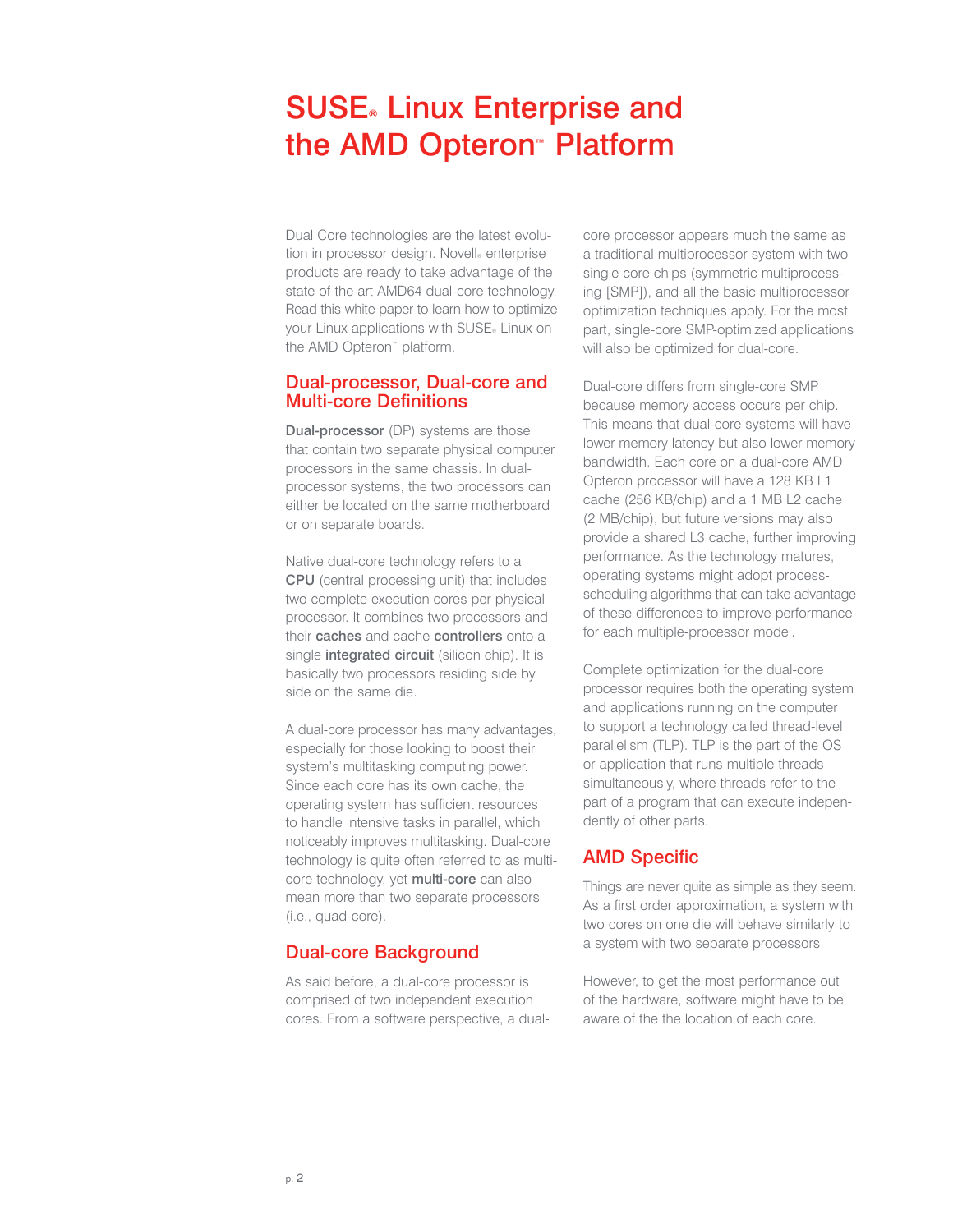# SUSE® Linux Enterprise and the AMD Opteron™ Platform

Dual Core technologies are the latest evolution in processor design. Novell® enterprise products are ready to take advantage of the state of the art AMD64 dual-core technology. Read this white paper to learn how to optimize your Linux applications with SUSE® Linux on the AMD Opteron™ platform.

## Dual-processor, Dual-core and Multi-core Definitions

**Dual-processor** (DP) systems are those that contain two separate physical computer processors in the same chassis. In dual-processor systems, the two processors can either be located on the same motherboard or on separate boards.

Native dual-core technology refers to a **CPU** (central processing unit) that includes two complete execution cores per physical processor. It combines two processors and their **caches** and cache **controllers** onto a single **integrated circuit** (silicon chip). It is basically two processors residing side by side on the same die.

A dual-core processor has many advantages, especially for those looking to boost their system's multitasking computing power. Since each core has its own cache, the operating system has sufficient resources to handle intensive tasks in parallel, which noticeably improves multitasking. Dual-core technology is quite often referred to as multi-core technology, yet **multi-core** can also mean more than two separate processors (i.e., quad-core).

## Dual-core Background

As said before, a dual-core processor is comprised of two independent execution cores. From a software perspective, a dual-core processor appears much the same as a traditional multiprocessor system with two single core chips (symmetric multiprocessing [SMP]), and all the basic multiprocessor optimization techniques apply. For the most part, single-core SMP-optimized applications will also be optimized for dual-core.

Dual-core differs from single-core SMP because memory access occurs per chip. This means that dual-core systems will have lower memory latency but also lower memory bandwidth. Each core on a dual-core AMD Opteron processor will have a 128 KB L1 cache (256 KB/chip) and a 1 MB L2 cache (2 MB/chip), but future versions may also provide a shared L3 cache, further improving performance. As the technology matures, operating systems might adopt process-scheduling algorithms that can take advantage of these differences to improve performance for each multiple-processor model.

Complete optimization for the dual-core processor requires both the operating system and applications running on the computer to support a technology called thread-level parallelism (TLP). TLP is the part of the OS or application that runs multiple threads simultaneously, where threads refer to the part of a program that can execute independently of other parts.

## AMD Specific

Things are never quite as simple as they seem. As a first order approximation, a system with two cores on one die will behave similarly to a system with two separate processors.

However, to get the most performance out of the hardware, software might have to be aware of the the location of each core.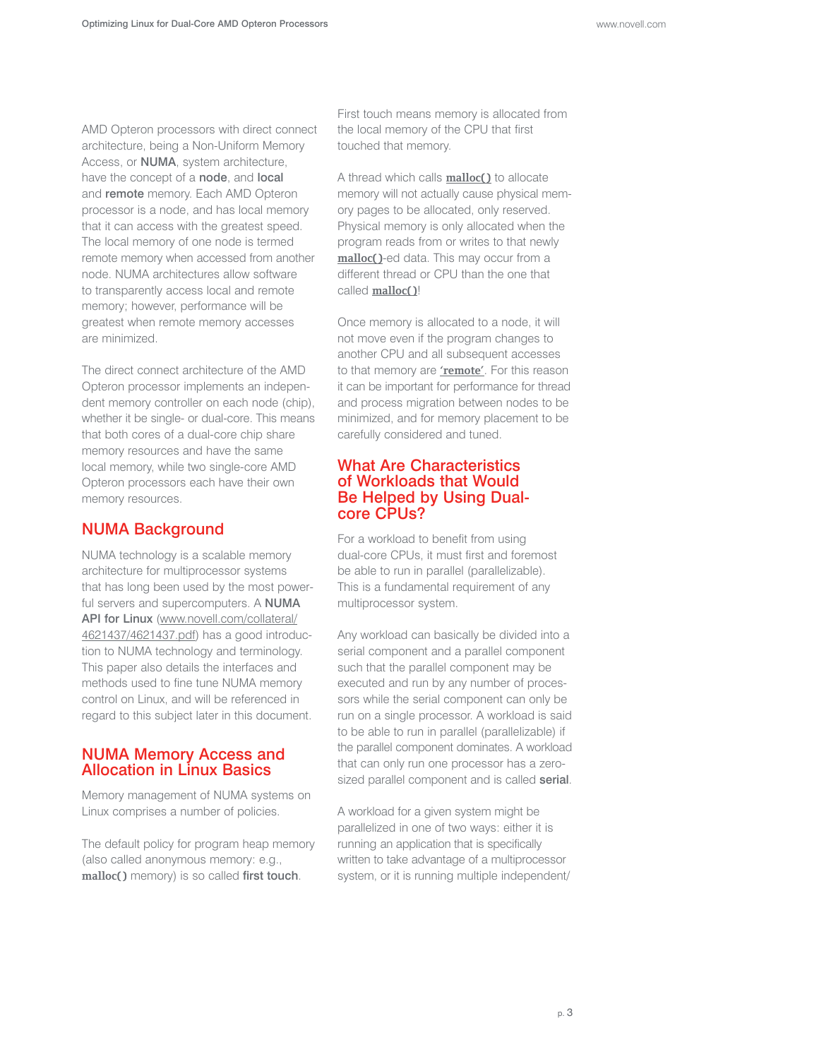AMD Opteron processors with direct connect architecture, being a Non-Uniform Memory Access, or **NUMA**, system architecture, have the concept of a **node**, and **local** and **remote** memory. Each AMD Opteron processor is a node, and has local memory that it can access with the greatest speed. The local memory of one node is termed remote memory when accessed from another node. NUMA architectures allow software to transparently access local and remote memory; however, performance will be greatest when remote memory accesses are minimized.

The direct connect architecture of the AMD Opteron processor implements an independent memory controller on each node (chip), whether it be single- or dual-core. This means that both cores of a dual-core chip share memory resources and have the same local memory, while two single-core AMD Opteron processors each have their own memory resources.

## NUMA Background

NUMA technology is a scalable memory architecture for multiprocessor systems that has long been used by the most powerful servers and supercomputers. A **NUMA API for Linux** (www.novell.com/collateral/4621437/4621437.pdf) has a good introduction to NUMA technology and terminology. This paper also details the interfaces and methods used to fine tune NUMA memory control on Linux, and will be referenced in regard to this subject later in this document.

## NUMA Memory Access and Allocation in Linux Basics

Memory management of NUMA systems on Linux comprises a number of policies.

The default policy for program heap memory (also called anonymous memory: e.g., **malloc()** memory) is so called **first touch**.

First touch means memory is allocated from the local memory of the CPU that first touched that memory.

A thread which calls **malloc()** to allocate memory will not actually cause physical memory pages to be allocated, only reserved. Physical memory is only allocated when the program reads from or writes to that newly **malloc()**-ed data. This may occur from a different thread or CPU than the one that called **malloc()**!

Once memory is allocated to a node, it will not move even if the program changes to another CPU and all subsequent accesses to that memory are **'remote'**. For this reason it can be important for performance for thread and process migration between nodes to be minimized, and for memory placement to be carefully considered and tuned.

## What Are Characteristics of Workloads that Would Be Helped by Using Dual-core CPUs?

For a workload to benefit from using dual-core CPUs, it must first and foremost be able to run in parallel (parallelizable). This is a fundamental requirement of any multiprocessor system.

Any workload can basically be divided into a serial component and a parallel component such that the parallel component may be executed and run by any number of processors while the serial component can only be run on a single processor. A workload is said to be able to run in parallel (parallelizable) if the parallel component dominates. A workload that can only run one processor has a zero-sized parallel component and is called **serial**.

A workload for a given system might be parallelized in one of two ways: either it is running an application that is specifically written to take advantage of a multiprocessor system, or it is running multiple independent/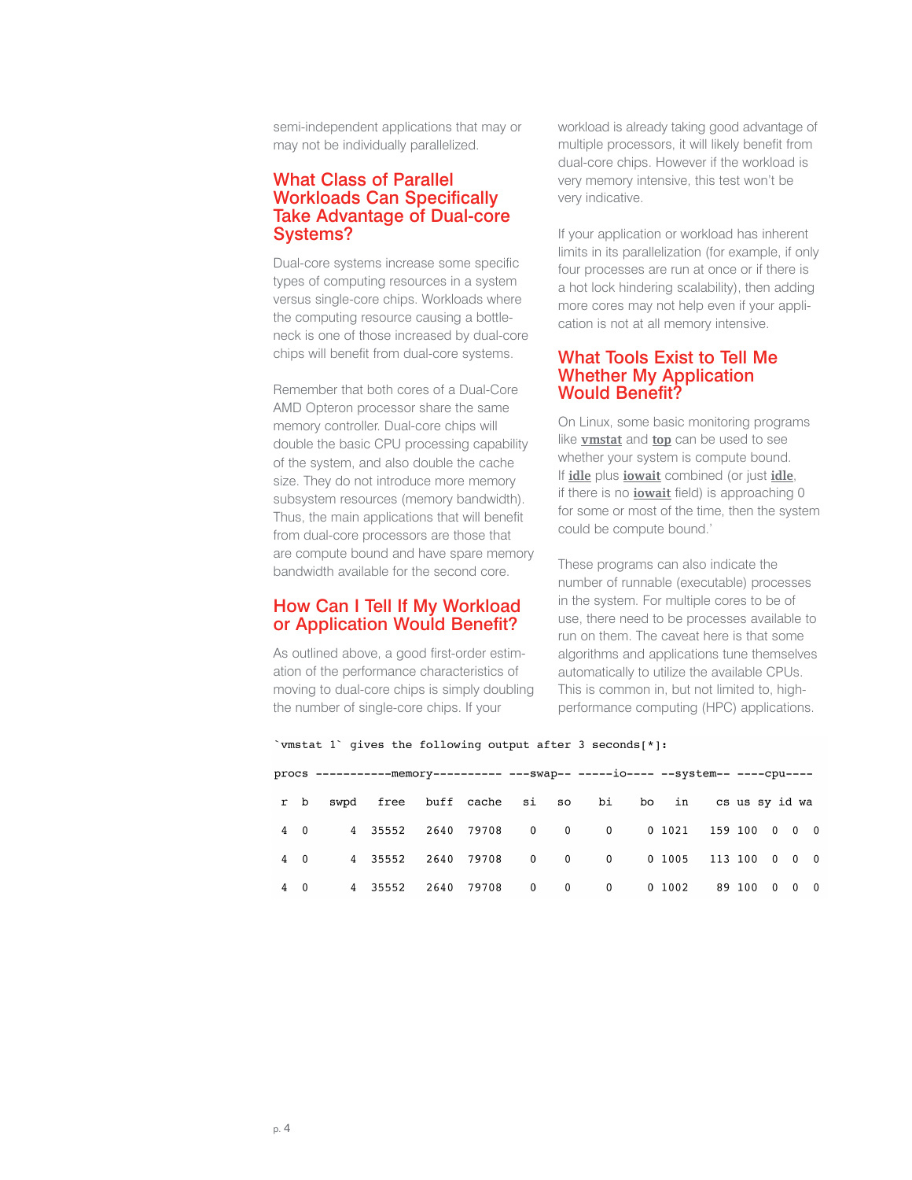semi-independent applications that may or may not be individually parallelized.

## What Class of Parallel Workloads Can Specifically Take Advantage of Dual-core Systems?

Dual-core systems increase some specific types of computing resources in a system versus single-core chips. Workloads where the computing resource causing a bottleneck is one of those increased by dual-core chips will benefit from dual-core systems.

Remember that both cores of a Dual-Core AMD Opteron processor share the same memory controller. Dual-core chips will double the basic CPU processing capability of the system, and also double the cache size. They do not introduce more memory subsystem resources (memory bandwidth). Thus, the main applications that will benefit from dual-core processors are those that are compute bound and have spare memory bandwidth available for the second core.

## How Can I Tell If My Workload or Application Would Benefit?

As outlined above, a good first-order estimation of the performance characteristics of moving to dual-core chips is simply doubling the number of single-core chips. If your workload is already taking good advantage of multiple processors, it will likely benefit from dual-core chips. However if the workload is very memory intensive, this test won't be very indicative.

If your application or workload has inherent limits in its parallelization (for example, if only four processes are run at once or if there is a hot lock hindering scalability), then adding more cores may not help even if your application is not at all memory intensive.

## What Tools Exist to Tell Me Whether My Application Would Benefit?

On Linux, some basic monitoring programs like **vmstat** and **top** can be used to see whether your system is compute bound. If **idle** plus **iowait** combined (or just **idle**, if there is no **iowait** field) is approaching 0 for some or most of the time, then the system could be compute bound.'

These programs can also indicate the number of runnable (executable) processes in the system. For multiple cores to be of use, there need to be processes available to run on them. The caveat here is that some algorithms and applications tune themselves automatically to utilize the available CPUs. This is common in, but not limited to, high-performance computing (HPC) applications.

```
`vmstat 1` gives the following output after 3 seconds[*]:

procs -----------memory---------- ---swap-- -----io---- --system-- ----cpu----

 r  b   swpd   free   buff  cache   si   so    bi    bo   in    cs us sy id wa

 4  0      4  35552   2640  79708    0    0     0     0 1021   159 100  0  0  0

 4  0      4  35552   2640  79708    0    0     0     0 1005   113 100  0  0  0

 4  0      4  35552   2640  79708    0    0     0     0 1002    89 100  0  0  0
```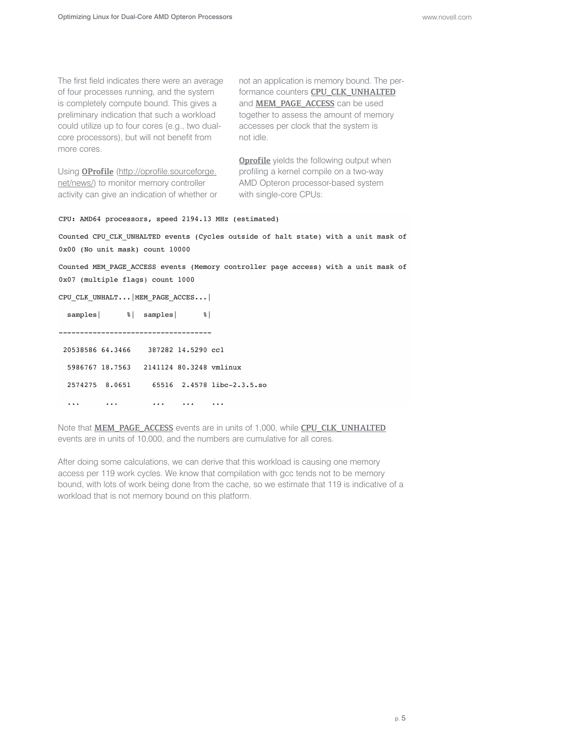The first field indicates there were an average of four processes running, and the system is completely compute bound. This gives a preliminary indication that such a workload could utilize up to four cores (e.g., two dual-core processors), but will not benefit from more cores.

Using **OProfile** (http://oprofile.sourceforge.net/news/) to monitor memory controller activity can give an indication of whether or not an application is memory bound. The performance counters **CPU_CLK_UNHALTED** and **MEM_PAGE_ACCESS** can be used together to assess the amount of memory accesses per clock that the system is not idle.

**Oprofile** yields the following output when profiling a kernel compile on a two-way AMD Opteron processor-based system with single-core CPUs:

```
CPU: AMD64 processors, speed 2194.13 MHz (estimated)

Counted CPU_CLK_UNHALTED events (Cycles outside of halt state) with a unit mask of
0x00 (No unit mask) count 10000

Counted MEM_PAGE_ACCESS events (Memory controller page access) with a unit mask of
0x07 (multiple flags) count 1000

CPU_CLK_UNHALT...|MEM_PAGE_ACCES...|

  samples|      %|  samples|      %|

------------------------------------

 20538586 64.3466    387282 14.5290 cc1

  5986767 18.7563   2141124 80.3248 vmlinux

  2574275  8.0651     65516  2.4578 libc-2.3.5.so

  ...      ...        ...    ...    ...
```

Note that **MEM_PAGE_ACCESS** events are in units of 1,000, while **CPU_CLK_UNHALTED** events are in units of 10,000, and the numbers are cumulative for all cores.

After doing some calculations, we can derive that this workload is causing one memory access per 119 work cycles. We know that compilation with gcc tends not to be memory bound, with lots of work being done from the cache, so we estimate that 119 is indicative of a workload that is not memory bound on this platform.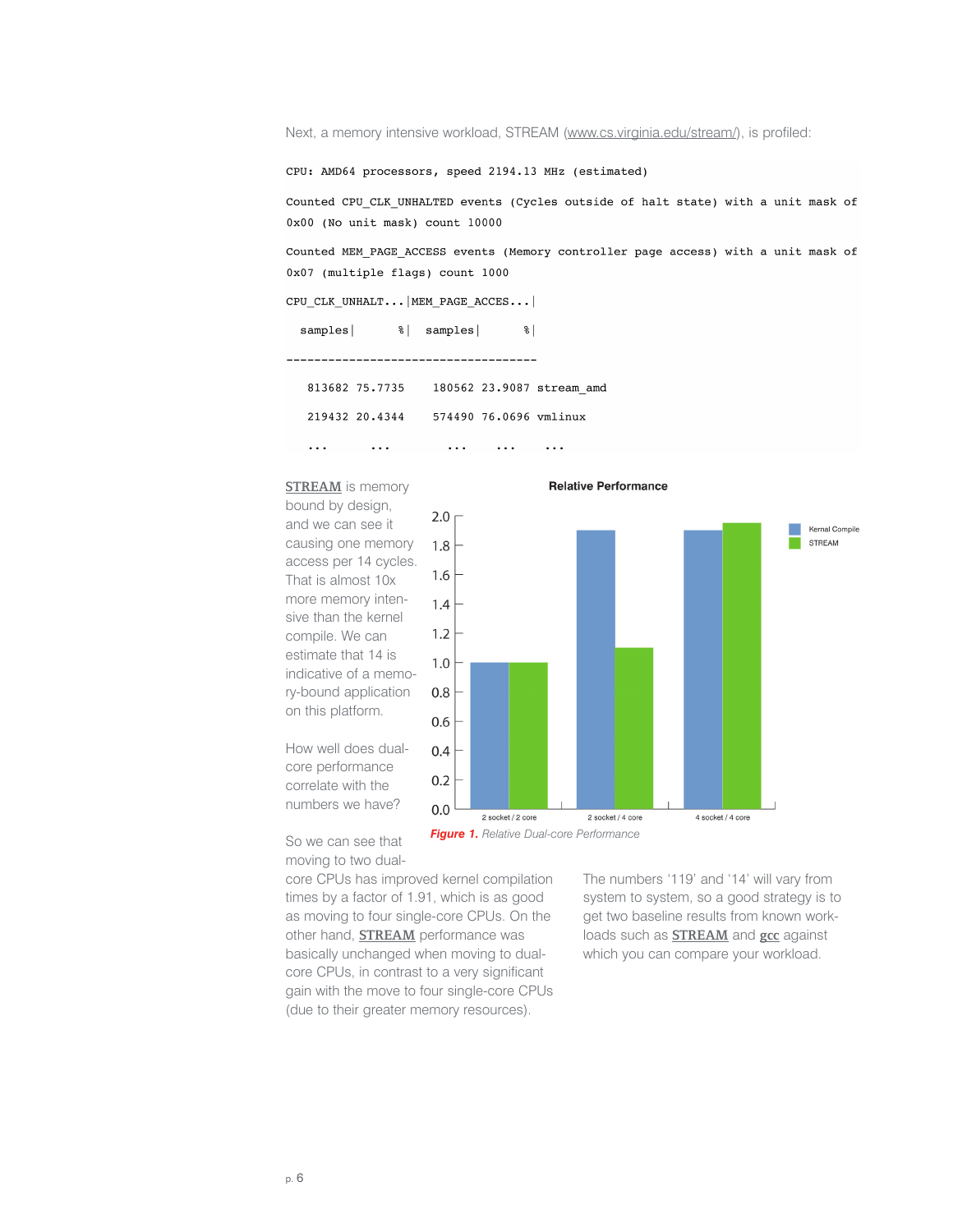Next, a memory intensive workload, STREAM (www.cs.virginia.edu/stream/), is profiled:

```
CPU: AMD64 processors, speed 2194.13 MHz (estimated)

Counted CPU_CLK_UNHALTED events (Cycles outside of halt state) with a unit mask of
0x00 (No unit mask) count 10000

Counted MEM_PAGE_ACCESS events (Memory controller page access) with a unit mask of
0x07 (multiple flags) count 1000

CPU_CLK_UNHALT...|MEM_PAGE_ACCES...|

  samples|      %|  samples|      %|

------------------------------------

   813682 75.7735    180562 23.9087 stream_amd

   219432 20.4344    574490 76.0696 vmlinux

    ...      ...       ...    ...    ...
```

STREAM is memory bound by design, and we can see it causing one memory access per 14 cycles. That is almost 10x more memory intensive than the kernel compile. We can estimate that 14 is indicative of a memory-bound application on this platform.

How well does dual-core performance correlate with the numbers we have?

So we can see that moving to two dual-core CPUs has improved kernel compilation times by a factor of 1.91, which is as good as moving to four single-core CPUs. On the other hand, STREAM performance was basically unchanged when moving to dual-core CPUs, in contrast to a very significant gain with the move to four single-core CPUs (due to their greater memory resources).

**Relative Performance**

| | Kernal Compile | STREAM |
|---|---|---|
| 2 socket / 2 core | 1.0 | 1.0 |
| 2 socket / 4 core | 1.9 | 1.1 |
| 4 socket / 4 core | 1.9 | 1.95 |

*Figure 1. Relative Dual-core Performance*

The numbers '119' and '14' will vary from system to system, so a good strategy is to get two baseline results from known workloads such as STREAM and gcc against which you can compare your workload.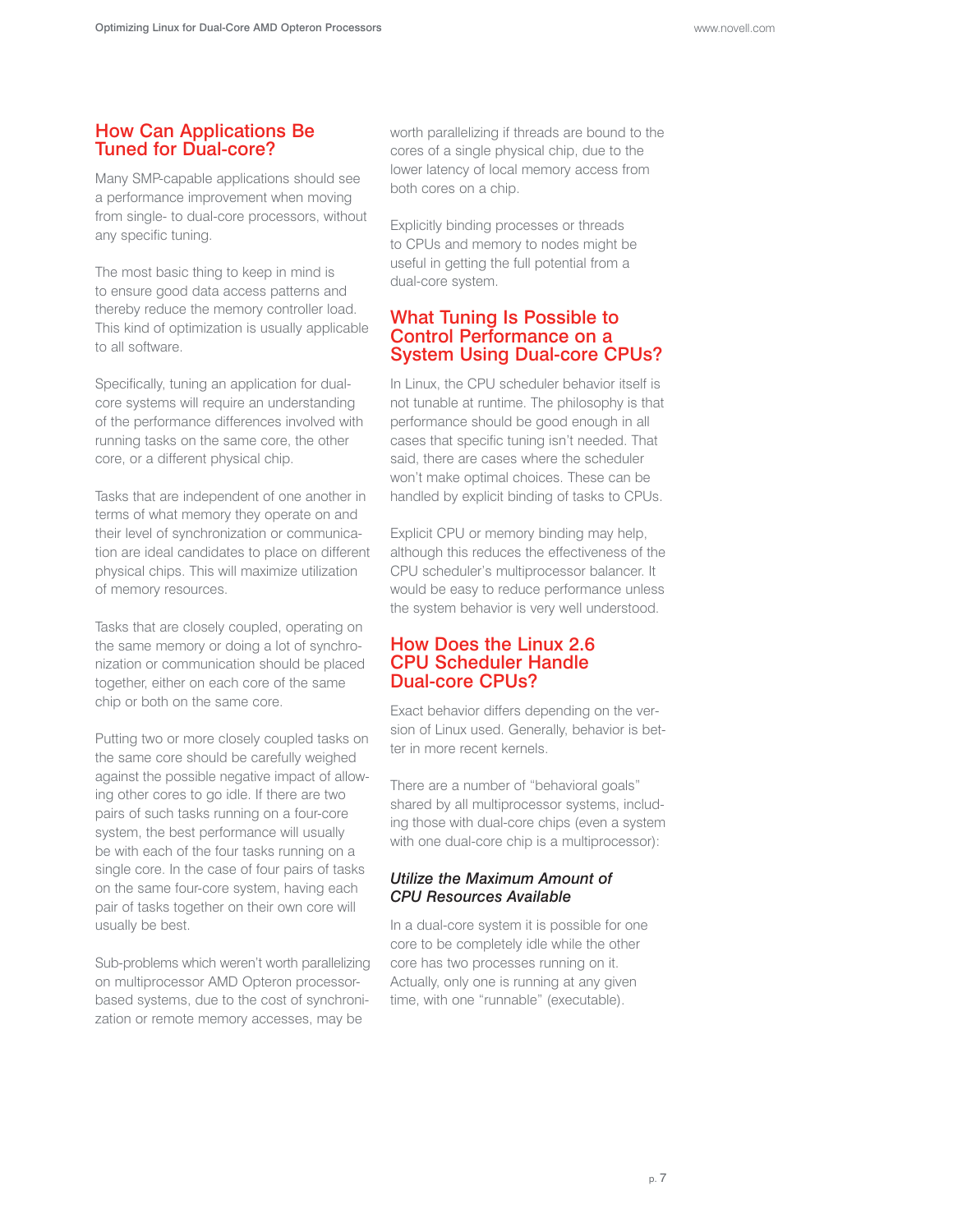## How Can Applications Be Tuned for Dual-core?

Many SMP-capable applications should see a performance improvement when moving from single- to dual-core processors, without any specific tuning.

The most basic thing to keep in mind is to ensure good data access patterns and thereby reduce the memory controller load. This kind of optimization is usually applicable to all software.

Specifically, tuning an application for dual-core systems will require an understanding of the performance differences involved with running tasks on the same core, the other core, or a different physical chip.

Tasks that are independent of one another in terms of what memory they operate on and their level of synchronization or communication are ideal candidates to place on different physical chips. This will maximize utilization of memory resources.

Tasks that are closely coupled, operating on the same memory or doing a lot of synchronization or communication should be placed together, either on each core of the same chip or both on the same core.

Putting two or more closely coupled tasks on the same core should be carefully weighed against the possible negative impact of allowing other cores to go idle. If there are two pairs of such tasks running on a four-core system, the best performance will usually be with each of the four tasks running on a single core. In the case of four pairs of tasks on the same four-core system, having each pair of tasks together on their own core will usually be best.

Sub-problems which weren't worth parallelizing on multiprocessor AMD Opteron processor-based systems, due to the cost of synchronization or remote memory accesses, may be worth parallelizing if threads are bound to the cores of a single physical chip, due to the lower latency of local memory access from both cores on a chip.

Explicitly binding processes or threads to CPUs and memory to nodes might be useful in getting the full potential from a dual-core system.

## What Tuning Is Possible to Control Performance on a System Using Dual-core CPUs?

In Linux, the CPU scheduler behavior itself is not tunable at runtime. The philosophy is that performance should be good enough in all cases that specific tuning isn't needed. That said, there are cases where the scheduler won't make optimal choices. These can be handled by explicit binding of tasks to CPUs.

Explicit CPU or memory binding may help, although this reduces the effectiveness of the CPU scheduler's multiprocessor balancer. It would be easy to reduce performance unless the system behavior is very well understood.

## How Does the Linux 2.6 CPU Scheduler Handle Dual-core CPUs?

Exact behavior differs depending on the version of Linux used. Generally, behavior is better in more recent kernels.

There are a number of "behavioral goals" shared by all multiprocessor systems, including those with dual-core chips (even a system with one dual-core chip is a multiprocessor):

### *Utilize the Maximum Amount of CPU Resources Available*

In a dual-core system it is possible for one core to be completely idle while the other core has two processes running on it. Actually, only one is running at any given time, with one "runnable" (executable).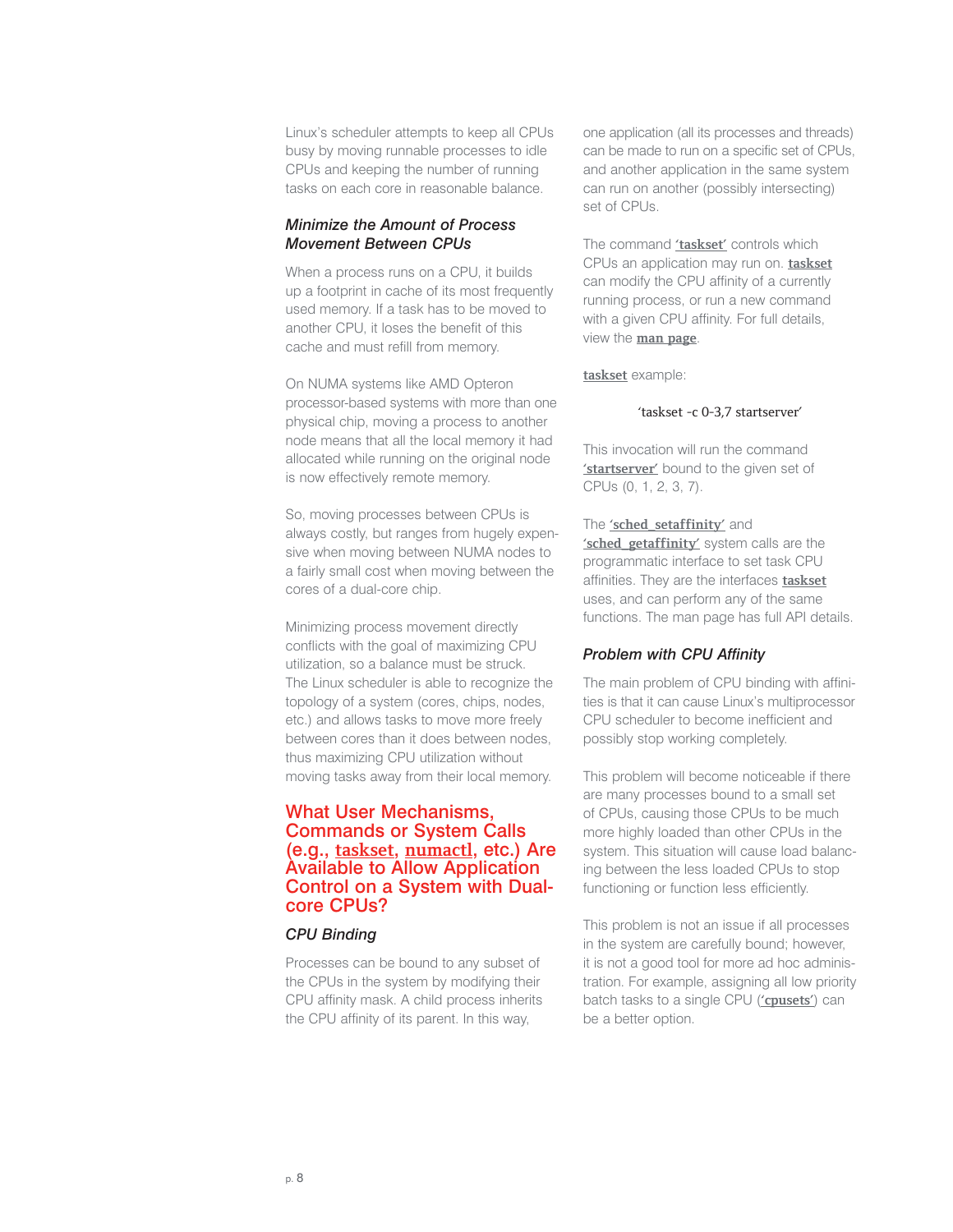Linux's scheduler attempts to keep all CPUs busy by moving runnable processes to idle CPUs and keeping the number of running tasks on each core in reasonable balance.

### *Minimize the Amount of Process Movement Between CPUs*

When a process runs on a CPU, it builds up a footprint in cache of its most frequently used memory. If a task has to be moved to another CPU, it loses the benefit of this cache and must refill from memory.

On NUMA systems like AMD Opteron processor-based systems with more than one physical chip, moving a process to another node means that all the local memory it had allocated while running on the original node is now effectively remote memory.

So, moving processes between CPUs is always costly, but ranges from hugely expensive when moving between NUMA nodes to a fairly small cost when moving between the cores of a dual-core chip.

Minimizing process movement directly conflicts with the goal of maximizing CPU utilization, so a balance must be struck. The Linux scheduler is able to recognize the topology of a system (cores, chips, nodes, etc.) and allows tasks to move more freely between cores than it does between nodes, thus maximizing CPU utilization without moving tasks away from their local memory.

## What User Mechanisms, Commands or System Calls (e.g., taskset, numactl, etc.) Are Available to Allow Application Control on a System with Dual-core CPUs?

### *CPU Binding*

Processes can be bound to any subset of the CPUs in the system by modifying their CPU affinity mask. A child process inherits the CPU affinity of its parent. In this way, one application (all its processes and threads) can be made to run on a specific set of CPUs, and another application in the same system can run on another (possibly intersecting) set of CPUs.

The command **'taskset'** controls which CPUs an application may run on. **taskset** can modify the CPU affinity of a currently running process, or run a new command with a given CPU affinity. For full details, view the **man page**.

**taskset** example:

```
'taskset -c 0-3,7 startserver'
```

This invocation will run the command **'startserver'** bound to the given set of CPUs (0, 1, 2, 3, 7).

The **'sched_setaffinity'** and **'sched_getaffinity'** system calls are the programmatic interface to set task CPU affinities. They are the interfaces **taskset** uses, and can perform any of the same functions. The man page has full API details.

### *Problem with CPU Affinity*

The main problem of CPU binding with affinities is that it can cause Linux's multiprocessor CPU scheduler to become inefficient and possibly stop working completely.

This problem will become noticeable if there are many processes bound to a small set of CPUs, causing those CPUs to be much more highly loaded than other CPUs in the system. This situation will cause load balancing between the less loaded CPUs to stop functioning or function less efficiently.

This problem is not an issue if all processes in the system are carefully bound; however, it is not a good tool for more ad hoc administration. For example, assigning all low priority batch tasks to a single CPU (**'cpusets'**) can be a better option.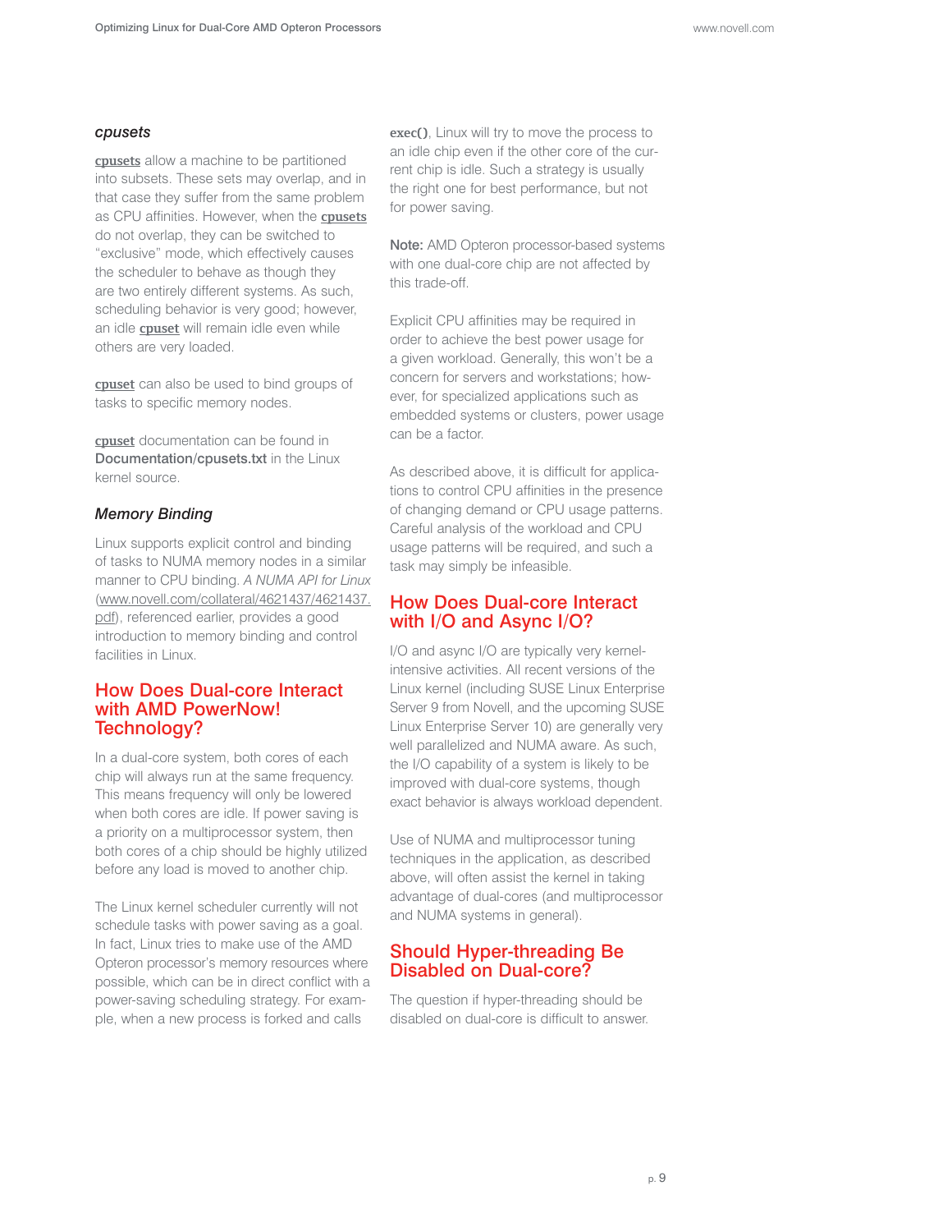### *cpusets*

cpusets allow a machine to be partitioned into subsets. These sets may overlap, and in that case they suffer from the same problem as CPU affinities. However, when the cpusets do not overlap, they can be switched to "exclusive" mode, which effectively causes the scheduler to behave as though they are two entirely different systems. As such, scheduling behavior is very good; however, an idle cpuset will remain idle even while others are very loaded.

cpuset can also be used to bind groups of tasks to specific memory nodes.

cpuset documentation can be found in **Documentation/cpusets.txt** in the Linux kernel source.

### *Memory Binding*

Linux supports explicit control and binding of tasks to NUMA memory nodes in a similar manner to CPU binding. *A NUMA API for Linux* (www.novell.com/collateral/4621437/4621437.pdf), referenced earlier, provides a good introduction to memory binding and control facilities in Linux.

## How Does Dual-core Interact with AMD PowerNow! Technology?

In a dual-core system, both cores of each chip will always run at the same frequency. This means frequency will only be lowered when both cores are idle. If power saving is a priority on a multiprocessor system, then both cores of a chip should be highly utilized before any load is moved to another chip.

The Linux kernel scheduler currently will not schedule tasks with power saving as a goal. In fact, Linux tries to make use of the AMD Opteron processor's memory resources where possible, which can be in direct conflict with a power-saving scheduling strategy. For example, when a new process is forked and calls **exec()**, Linux will try to move the process to an idle chip even if the other core of the current chip is idle. Such a strategy is usually the right one for best performance, but not for power saving.

**Note:** AMD Opteron processor-based systems with one dual-core chip are not affected by this trade-off.

Explicit CPU affinities may be required in order to achieve the best power usage for a given workload. Generally, this won't be a concern for servers and workstations; however, for specialized applications such as embedded systems or clusters, power usage can be a factor.

As described above, it is difficult for applications to control CPU affinities in the presence of changing demand or CPU usage patterns. Careful analysis of the workload and CPU usage patterns will be required, and such a task may simply be infeasible.

## How Does Dual-core Interact with I/O and Async I/O?

I/O and async I/O are typically very kernel-intensive activities. All recent versions of the Linux kernel (including SUSE Linux Enterprise Server 9 from Novell, and the upcoming SUSE Linux Enterprise Server 10) are generally very well parallelized and NUMA aware. As such, the I/O capability of a system is likely to be improved with dual-core systems, though exact behavior is always workload dependent.

Use of NUMA and multiprocessor tuning techniques in the application, as described above, will often assist the kernel in taking advantage of dual-cores (and multiprocessor and NUMA systems in general).

## Should Hyper-threading Be Disabled on Dual-core?

The question if hyper-threading should be disabled on dual-core is difficult to answer.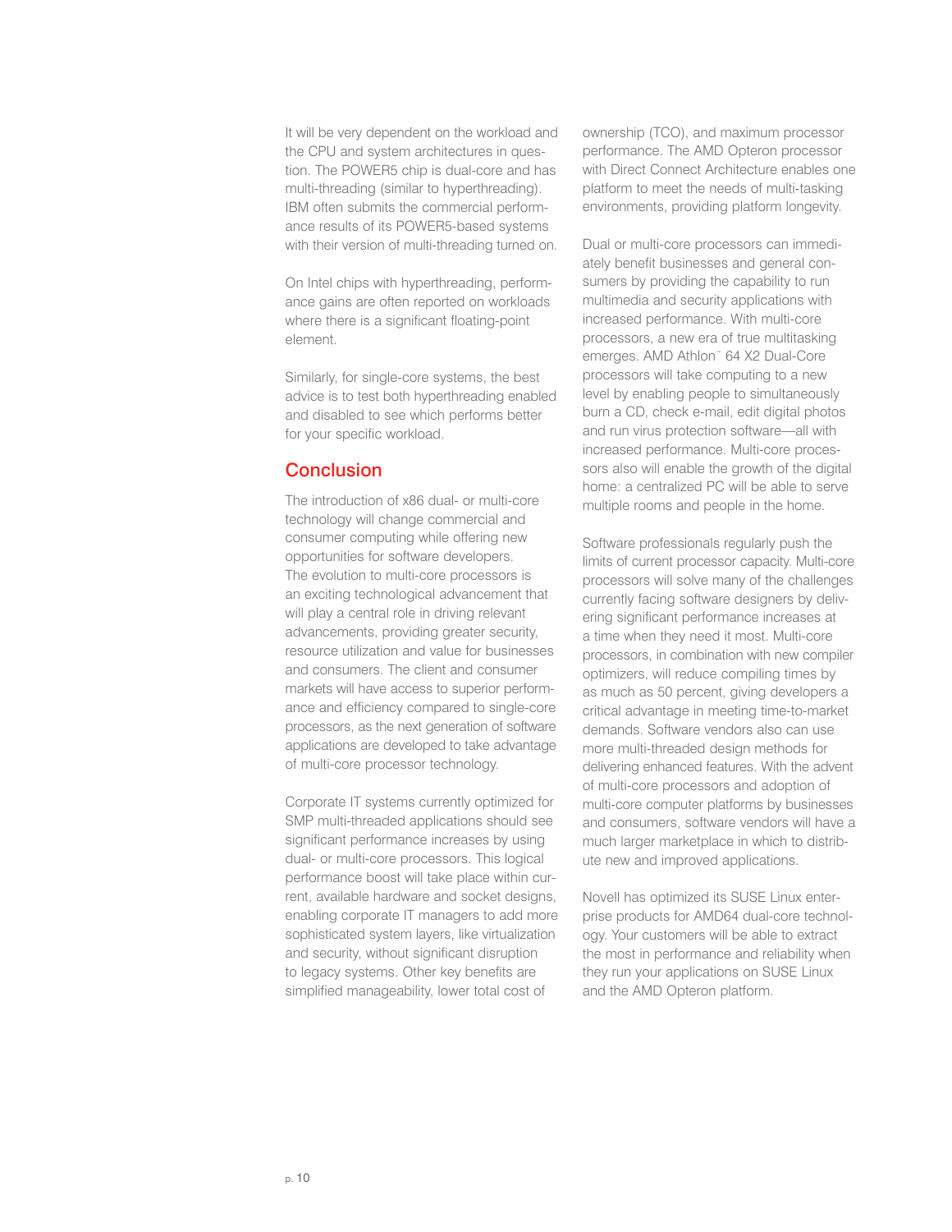It will be very dependent on the workload and the CPU and system architectures in question. The POWER5 chip is dual-core and has multi-threading (similar to hyperthreading). IBM often submits the commercial performance results of its POWER5-based systems with their version of multi-threading turned on.

On Intel chips with hyperthreading, performance gains are often reported on workloads where there is a significant floating-point element.

Similarly, for single-core systems, the best advice is to test both hyperthreading enabled and disabled to see which performs better for your specific workload.

## Conclusion

The introduction of x86 dual- or multi-core technology will change commercial and consumer computing while offering new opportunities for software developers. The evolution to multi-core processors is an exciting technological advancement that will play a central role in driving relevant advancements, providing greater security, resource utilization and value for businesses and consumers. The client and consumer markets will have access to superior performance and efficiency compared to single-core processors, as the next generation of software applications are developed to take advantage of multi-core processor technology.

Corporate IT systems currently optimized for SMP multi-threaded applications should see significant performance increases by using dual- or multi-core processors. This logical performance boost will take place within current, available hardware and socket designs, enabling corporate IT managers to add more sophisticated system layers, like virtualization and security, without significant disruption to legacy systems. Other key benefits are simplified manageability, lower total cost of ownership (TCO), and maximum processor performance. The AMD Opteron processor with Direct Connect Architecture enables one platform to meet the needs of multi-tasking environments, providing platform longevity.

Dual or multi-core processors can immediately benefit businesses and general consumers by providing the capability to run multimedia and security applications with increased performance. With multi-core processors, a new era of true multitasking emerges. AMD Athlon™ 64 X2 Dual-Core processors will take computing to a new level by enabling people to simultaneously burn a CD, check e-mail, edit digital photos and run virus protection software—all with increased performance. Multi-core processors also will enable the growth of the digital home: a centralized PC will be able to serve multiple rooms and people in the home.

Software professionals regularly push the limits of current processor capacity. Multi-core processors will solve many of the challenges currently facing software designers by delivering significant performance increases at a time when they need it most. Multi-core processors, in combination with new compiler optimizers, will reduce compiling times by as much as 50 percent, giving developers a critical advantage in meeting time-to-market demands. Software vendors also can use more multi-threaded design methods for delivering enhanced features. With the advent of multi-core processors and adoption of multi-core computer platforms by businesses and consumers, software vendors will have a much larger marketplace in which to distribute new and improved applications.

Novell has optimized its SUSE Linux enterprise products for AMD64 dual-core technology. Your customers will be able to extract the most in performance and reliability when they run your applications on SUSE Linux and the AMD Opteron platform.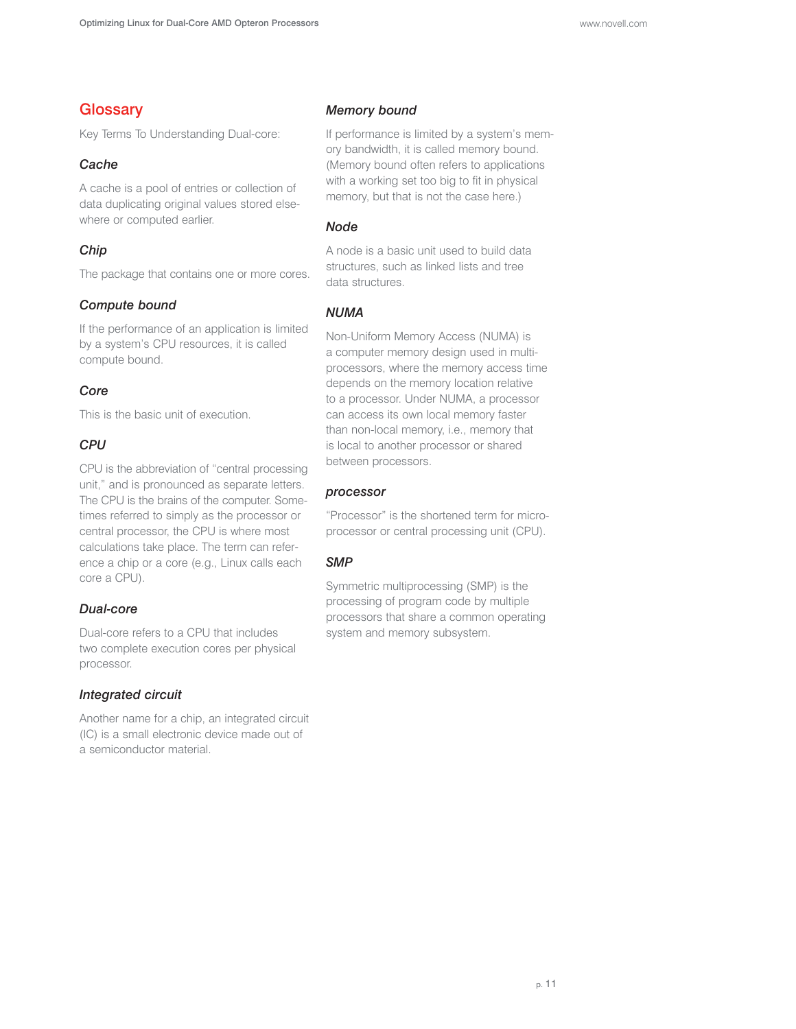## Glossary

Key Terms To Understanding Dual-core:

### *Cache*

A cache is a pool of entries or collection of data duplicating original values stored elsewhere or computed earlier.

### *Chip*

The package that contains one or more cores.

### *Compute bound*

If the performance of an application is limited by a system's CPU resources, it is called compute bound.

### *Core*

This is the basic unit of execution.

### *CPU*

CPU is the abbreviation of "central processing unit," and is pronounced as separate letters. The CPU is the brains of the computer. Sometimes referred to simply as the processor or central processor, the CPU is where most calculations take place. The term can reference a chip or a core (e.g., Linux calls each core a CPU).

### *Dual-core*

Dual-core refers to a CPU that includes two complete execution cores per physical processor.

### *Integrated circuit*

Another name for a chip, an integrated circuit (IC) is a small electronic device made out of a semiconductor material.

### *Memory bound*

If performance is limited by a system's memory bandwidth, it is called memory bound. (Memory bound often refers to applications with a working set too big to fit in physical memory, but that is not the case here.)

### *Node*

A node is a basic unit used to build data structures, such as linked lists and tree data structures.

### *NUMA*

Non-Uniform Memory Access (NUMA) is a computer memory design used in multiprocessors, where the memory access time depends on the memory location relative to a processor. Under NUMA, a processor can access its own local memory faster than non-local memory, i.e., memory that is local to another processor or shared between processors.

### *processor*

"Processor" is the shortened term for microprocessor or central processing unit (CPU).

### *SMP*

Symmetric multiprocessing (SMP) is the processing of program code by multiple processors that share a common operating system and memory subsystem.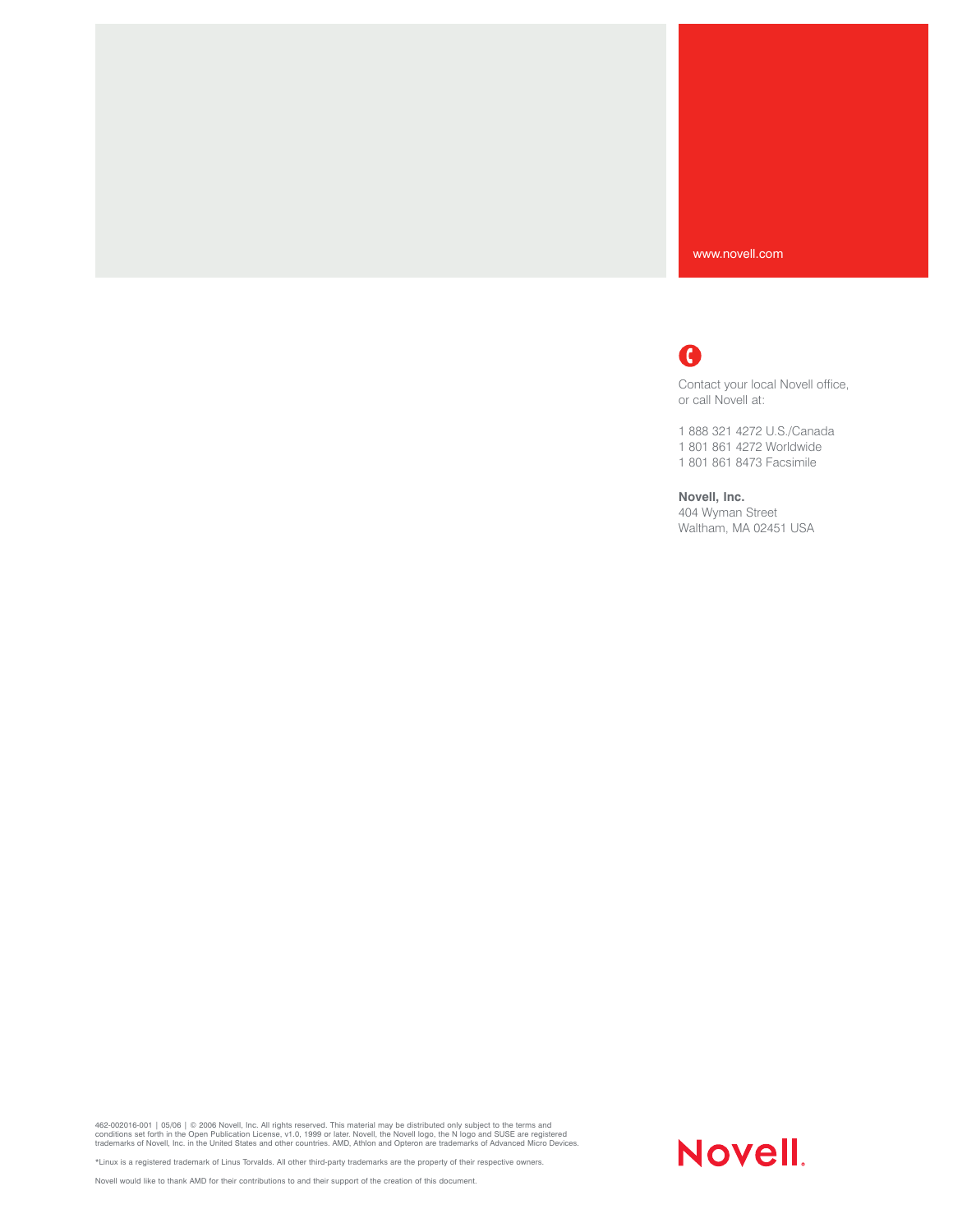www.novell.com

Contact your local Novell office, or call Novell at:

1 888 321 4272 U.S./Canada
1 801 861 4272 Worldwide
1 801 861 8473 Facsimile

**Novell, Inc.**
404 Wyman Street
Waltham, MA 02451 USA

462-002016-001 | 05/06 | © 2006 Novell, Inc. All rights reserved. This material may be distributed only subject to the terms and conditions set forth in the Open Publication License, v1.0, 1999 or later. Novell, the Novell logo, the N logo and SUSE are registered trademarks of Novell, Inc. in the United States and other countries. AMD, Athlon and Opteron are trademarks of Advanced Micro Devices.

*Linux is a registered trademark of Linus Torvalds. All other third-party trademarks are the property of their respective owners.

Novell would like to thank AMD for their contributions to and their support of the creation of this document.

Novell.